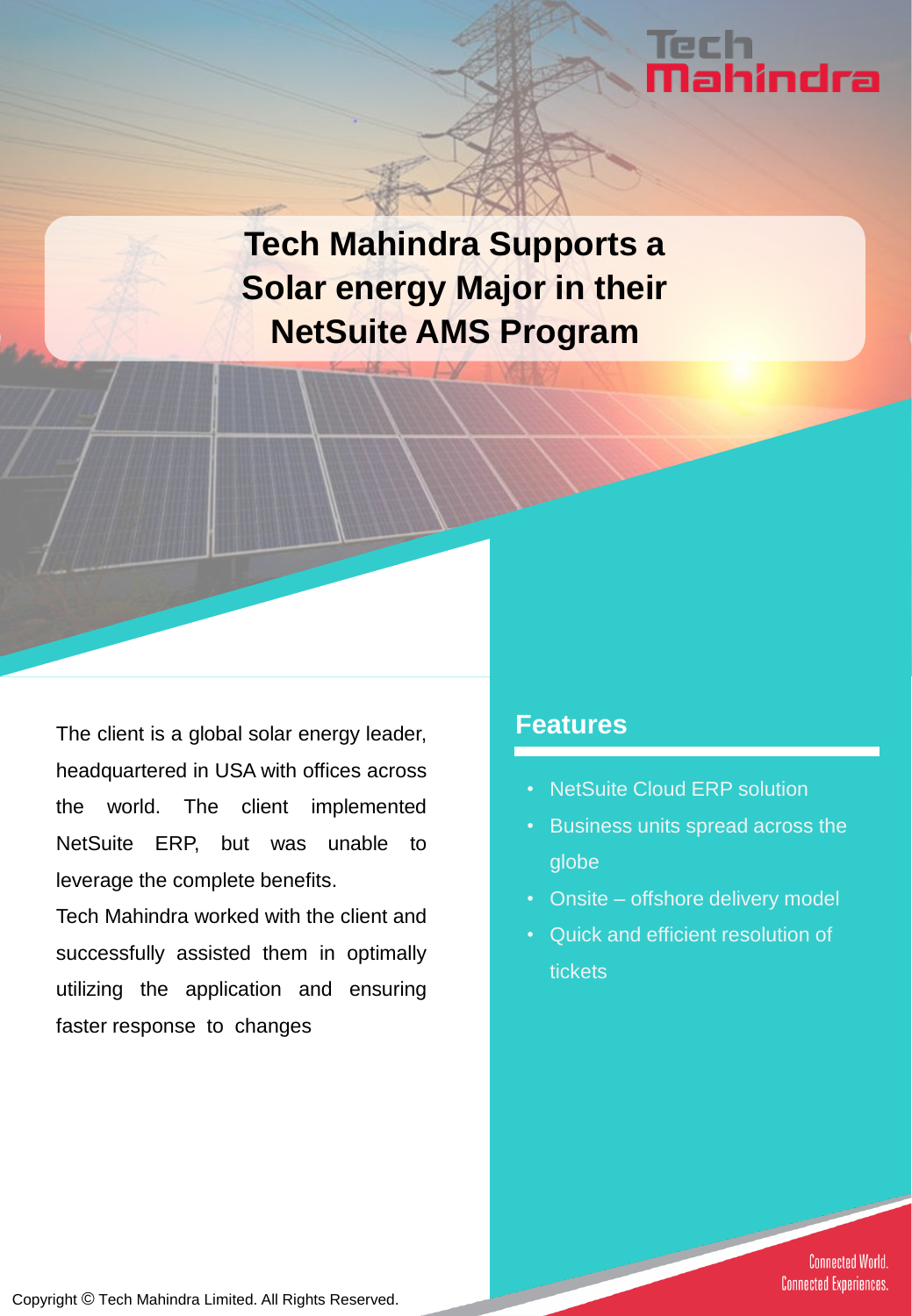# Tech Mahindra Supports a Solar energy Major in their NetSuite AMS Program

The client is a global solar energy leader, headquartered in USA with offices across the world. The client implemented NetSuite ERP, but was unable to leverage the complete benefits.

Tech Mahindra worked with the client and successfully assisted them in optimally utilizing the application and ensuring faster response to changes

## Features

- NetSuite Cloud ERP solution
- Business units spread across the globe
- Onsite – offshore delivery model
- Quick and efficient resolution of tickets

Connected World. Connected Experiences.

Copyright © Tech Mahindra Limited. All Rights Reserved.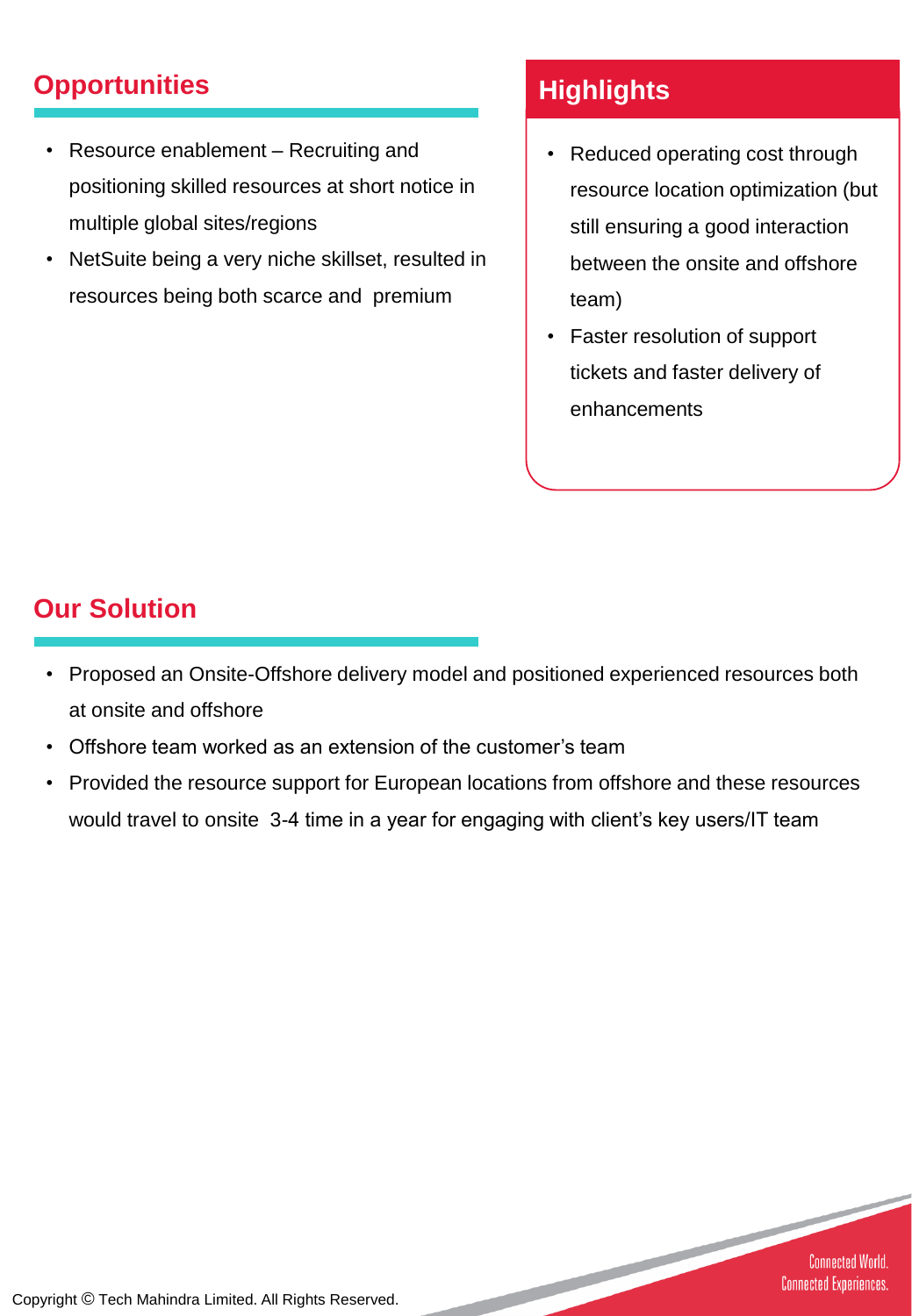## Opportunities

- Resource enablement – Recruiting and positioning skilled resources at short notice in multiple global sites/regions
- NetSuite being a very niche skillset, resulted in resources being both scarce and premium

## Highlights

- Reduced operating cost through resource location optimization (but still ensuring a good interaction between the onsite and offshore team)
- Faster resolution of support tickets and faster delivery of enhancements

## Our Solution

- Proposed an Onsite-Offshore delivery model and positioned experienced resources both at onsite and offshore
- Offshore team worked as an extension of the customer's team
- Provided the resource support for European locations from offshore and these resources would travel to onsite 3-4 time in a year for engaging with client's key users/IT team

Connected World.
Connected Experiences.

Copyright © Tech Mahindra Limited. All Rights Reserved.